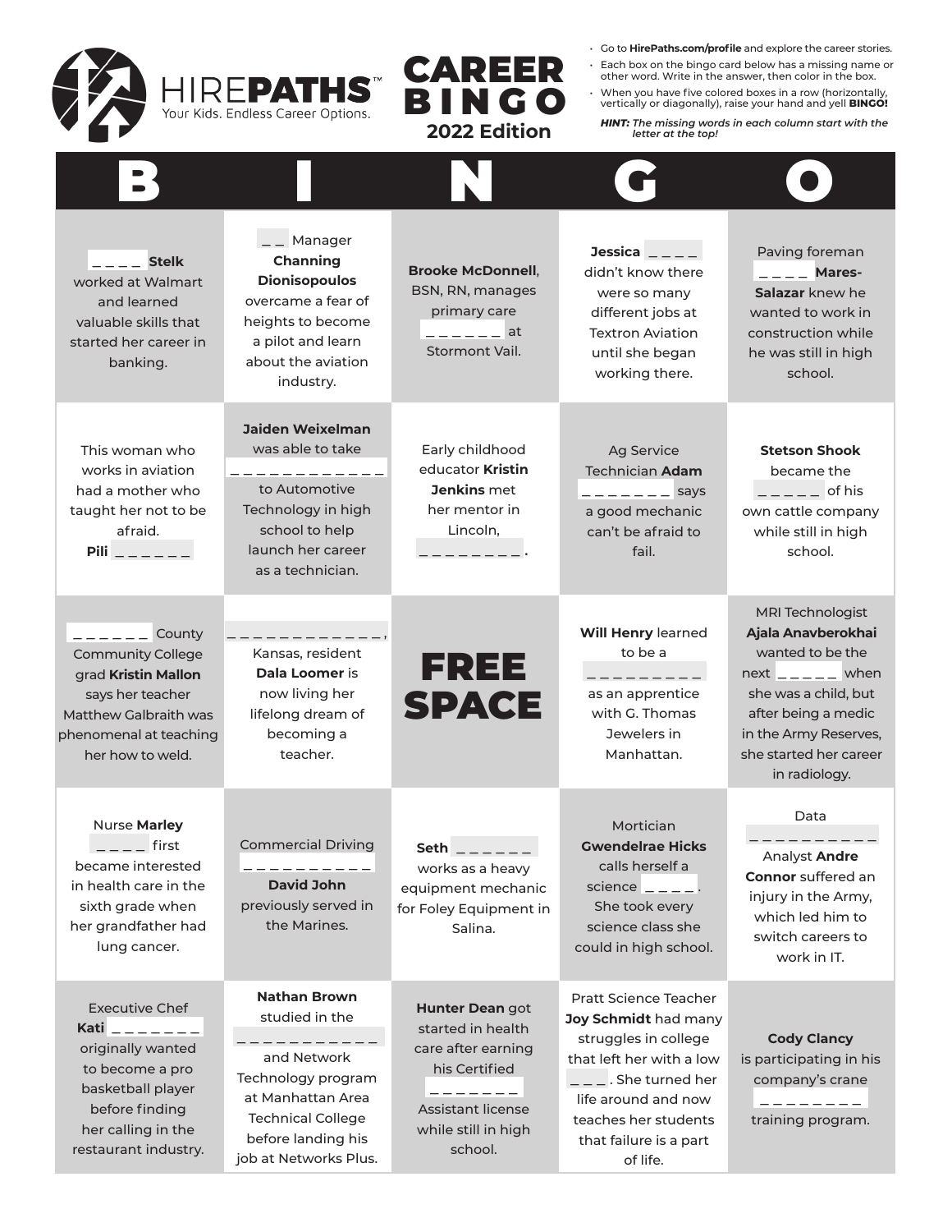# HIREPATHS™

Your Kids. Endless Career Options.

# CAREER BINGO

## 2022 Edition

- Go to **HirePaths.com/profile** and explore the career stories.
- Each box on the bingo card below has a missing name or other word. Write in the answer, then color in the box.
- When you have five colored boxes in a row (horizontally, vertically or diagonally), raise your hand and yell **BINGO!**

***HINT:** The missing words in each column start with the letter at the top!*

| B | I | N | G | O |
|---|---|---|---|---|
| _ _ _ _ **Stelk** worked at Walmart and learned valuable skills that started her career in banking. | _ _ Manager **Channing Dionisopoulos** overcame a fear of heights to become a pilot and learn about the aviation industry. | **Brooke McDonnell**, BSN, RN, manages primary care _ _ _ _ _ _ at Stormont Vail. | **Jessica** _ _ _ _ didn't know there were so many different jobs at Textron Aviation until she began working there. | Paving foreman _ _ _ _ **Mares-Salazar** knew he wanted to work in construction while he was still in high school. |
| This woman who works in aviation had a mother who taught her not to be afraid. **Pili** _ _ _ _ _ _ | **Jaiden Weixelman** was able to take _ _ _ _ _ _ _ _ _ _ _ _ to Automotive Technology in high school to help launch her career as a technician. | Early childhood educator **Kristin Jenkins** met her mentor in Lincoln, _ _ _ _ _ _ _ _ . | Ag Service Technician **Adam** _ _ _ _ _ _ _ says a good mechanic can't be afraid to fail. | **Stetson Shook** became the _ _ _ _ _ of his own cattle company while still in high school. |
| _ _ _ _ _ _ County Community College grad **Kristin Mallon** says her teacher Matthew Galbraith was phenomenal at teaching her how to weld. | _ _ _ _ _ _ _ _ _ _ _ _, Kansas, resident **Dala Loomer** is now living her lifelong dream of becoming a teacher. | **FREE SPACE** | **Will Henry** learned to be a _ _ _ _ _ _ _ _ _ as an apprentice with G. Thomas Jewelers in Manhattan. | MRI Technologist **Ajala Anavberokhai** wanted to be the next _ _ _ _ _ when she was a child, but after being a medic in the Army Reserves, she started her career in radiology. |
| Nurse **Marley** _ _ _ _ first became interested in health care in the sixth grade when her grandfather had lung cancer. | Commercial Driving _ _ _ _ _ _ _ _ _ _ **David John** previously served in the Marines. | **Seth** _ _ _ _ _ _ works as a heavy equipment mechanic for Foley Equipment in Salina. | Mortician **Gwendelrae Hicks** calls herself a science _ _ _ _. She took every science class she could in high school. | Data _ _ _ _ _ _ _ _ _ _ Analyst **Andre Connor** suffered an injury in the Army, which led him to switch careers to work in IT. |
| Executive Chef **Kati** _ _ _ _ _ _ _ originally wanted to become a pro basketball player before finding her calling in the restaurant industry. | **Nathan Brown** studied in the _ _ _ _ _ _ _ _ _ _ _ and Network Technology program at Manhattan Area Technical College before landing his job at Networks Plus. | **Hunter Dean** got started in health care after earning his Certified _ _ _ _ _ _ _ Assistant license while still in high school. | Pratt Science Teacher **Joy Schmidt** had many struggles in college that left her with a low _ _ _. She turned her life around and now teaches her students that failure is a part of life. | **Cody Clancy** is participating in his company's crane _ _ _ _ _ _ _ _ training program. |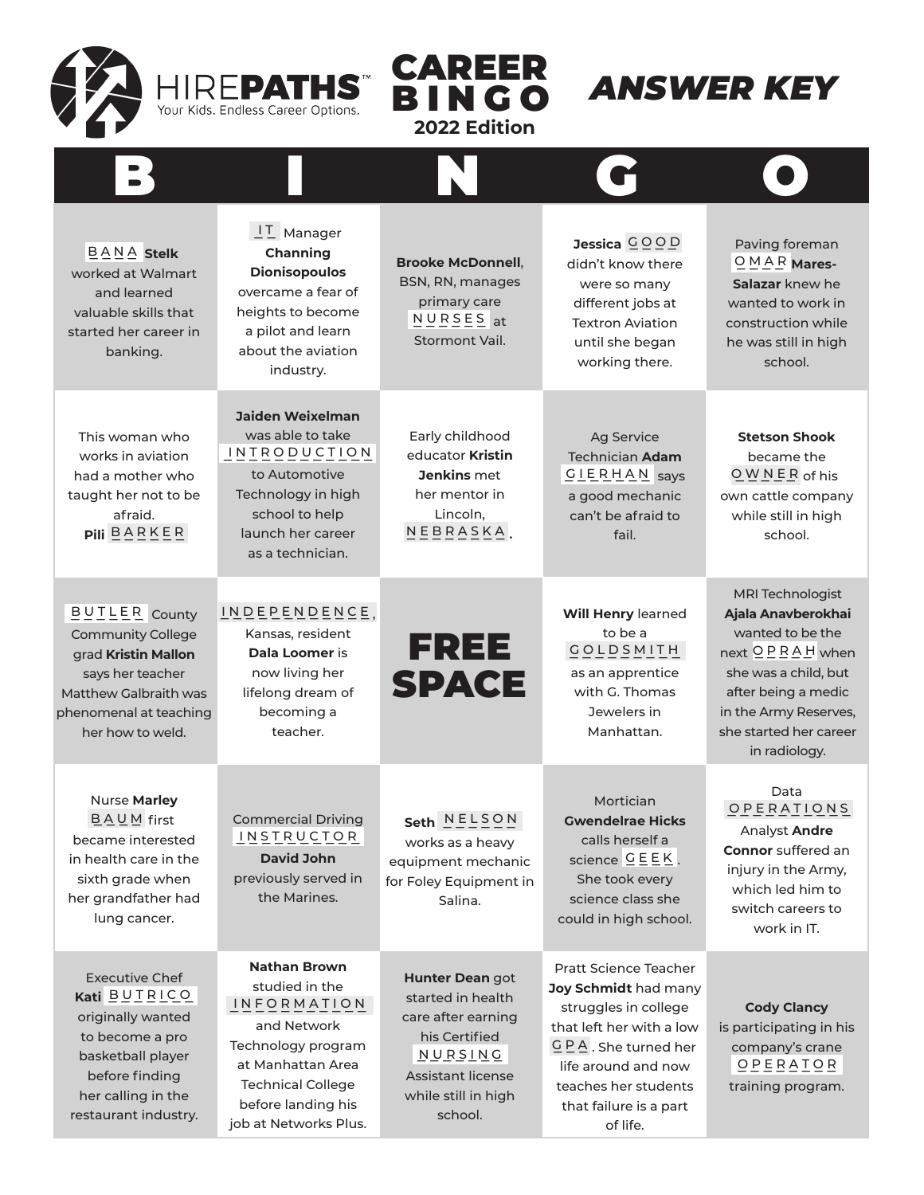HIREPATHS™ Your Kids. Endless Career Options.

# CAREER BINGO

**2022 Edition**

## *ANSWER KEY*

| B | I | N | G | O |
|---|---|---|---|---|
| BANA **Stelk** worked at Walmart and learned valuable skills that started her career in banking. | IT Manager **Channing Dionisopoulos** overcame a fear of heights to become a pilot and learn about the aviation industry. | **Brooke McDonnell**, BSN, RN, manages primary care NURSES at Stormont Vail. | **Jessica** GOOD didn't know there were so many different jobs at Textron Aviation until she began working there. | Paving foreman OMAR **Mares-Salazar** knew he wanted to work in construction while he was still in high school. |
| This woman who works in aviation had a mother who taught her not to be afraid. **Pili** BARKER | **Jaiden Weixelman** was able to take INTRODUCTION to Automotive Technology in high school to help launch her career as a technician. | Early childhood educator **Kristin Jenkins** met her mentor in Lincoln, NEBRASKA. | Ag Service Technician **Adam** GIERHAN says a good mechanic can't be afraid to fail. | **Stetson Shook** became the OWNER of his own cattle company while still in high school. |
| BUTLER County Community College grad **Kristin Mallon** says her teacher Matthew Galbraith was phenomenal at teaching her how to weld. | INDEPENDENCE, Kansas, resident **Dala Loomer** is now living her lifelong dream of becoming a teacher. | **FREE SPACE** | **Will Henry** learned to be a GOLDSMITH as an apprentice with G. Thomas Jewelers in Manhattan. | MRI Technologist **Ajala Anavberokhai** wanted to be the next OPRAH when she was a child, but after being a medic in the Army Reserves, she started her career in radiology. |
| Nurse **Marley** BAUM first became interested in health care in the sixth grade when her grandfather had lung cancer. | Commercial Driving INSTRUCTOR **David John** previously served in the Marines. | **Seth** NELSON works as a heavy equipment mechanic for Foley Equipment in Salina. | Mortician **Gwendelrae Hicks** calls herself a science GEEK. She took every science class she could in high school. | Data OPERATIONS Analyst **Andre Connor** suffered an injury in the Army, which led him to switch careers to work in IT. |
| Executive Chef **Kati** BUTRICO originally wanted to become a pro basketball player before finding her calling in the restaurant industry. | **Nathan Brown** studied in the INFORMATION and Network Technology program at Manhattan Area Technical College before landing his job at Networks Plus. | **Hunter Dean** got started in health care after earning his Certified NURSING Assistant license while still in high school. | Pratt Science Teacher **Joy Schmidt** had many struggles in college that left her with a low GPA. She turned her life around and now teaches her students that failure is a part of life. | **Cody Clancy** is participating in his company's crane OPERATOR training program. |